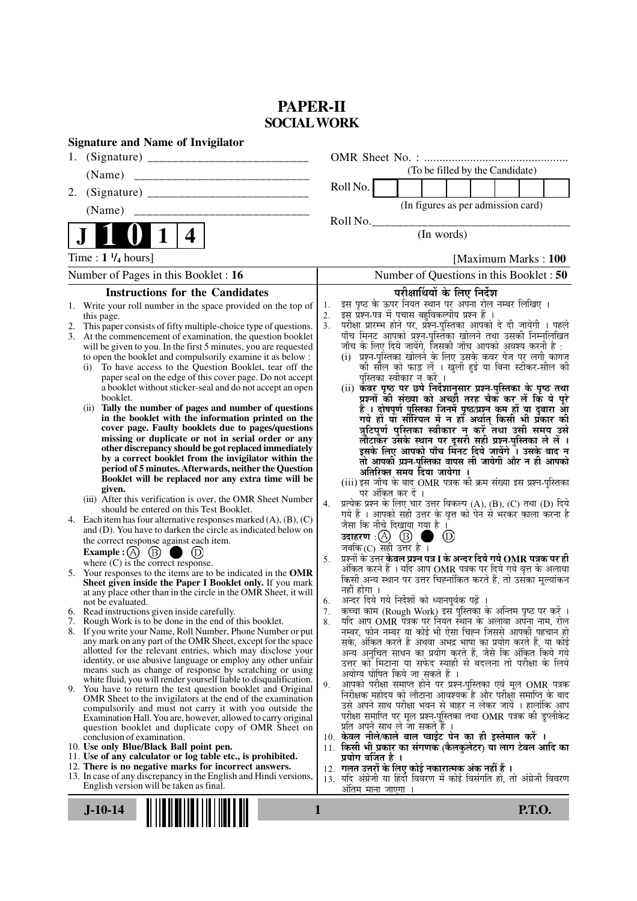# PAPER-II
## SOCIAL WORK

**Signature and Name of Invigilator**

1. (Signature) __________________________

   (Name) ____________________________

2. (Signature) __________________________

   (Name) ____________________________

**J 1 0 1 4**

OMR Sheet No. : ...............................................

(To be filled by the Candidate)

Roll No.

(In figures as per admission card)

Roll No.________________________________

(In words)

Time : **1 ¼ hours**] [Maximum Marks : **100**

Number of Pages in this Booklet : **16**

Number of Questions in this Booklet : **50**

### Instructions for the Candidates

1. Write your roll number in the space provided on the top of this page.
2. This paper consists of fifty multiple-choice type of questions.
3. At the commencement of examination, the question booklet will be given to you. In the first 5 minutes, you are requested to open the booklet and compulsorily examine it as below :
   (i) To have access to the Question Booklet, tear off the paper seal on the edge of this cover page. Do not accept a booklet without sticker-seal and do not accept an open booklet.
   (ii) **Tally the number of pages and number of questions in the booklet with the information printed on the cover page. Faulty booklets due to pages/questions missing or duplicate or not in serial order or any other discrepancy should be got replaced immediately by a correct booklet from the invigilator within the period of 5 minutes. Afterwards, neither the Question Booklet will be replaced nor any extra time will be given.**
   (iii) After this verification is over, the OMR Sheet Number should be entered on this Test Booklet.
4. Each item has four alternative responses marked (A), (B), (C) and (D). You have to darken the circle as indicated below on the correct response against each item.
   **Example :** (A) (B) ● (D)
   where (C) is the correct response.
5. Your responses to the items are to be indicated in the **OMR Sheet given inside the Paper I Booklet only.** If you mark at any place other than in the circle in the OMR Sheet, it will not be evaluated.
6. Read instructions given inside carefully.
7. Rough Work is to be done in the end of this booklet.
8. If you write your Name, Roll Number, Phone Number or put any mark on any part of the OMR Sheet, except for the space allotted for the relevant entries, which may disclose your identity, or use abusive language or employ any other unfair means such as change of response by scratching or using white fluid, you will render yourself liable to disqualification.
9. You have to return the test question booklet and Original OMR Sheet to the invigilators at the end of the examination compulsorily and must not carry it with you outside the Examination Hall. You are, however, allowed to carry original question booklet and duplicate copy of OMR Sheet on conclusion of examination.
10. **Use only Blue/Black Ball point pen.**
11. **Use of any calculator or log table etc., is prohibited.**
12. **There is no negative marks for incorrect answers.**
13. In case of any discrepancy in the English and Hindi versions, English version will be taken as final.

### परीक्षार्थियों के लिए निर्देश

1. इस पृष्ठ के ऊपर नियत स्थान पर अपना रोल नम्बर लिखिए ।
2. इस प्रश्न-पत्र में पचास बहुविकल्पीय प्रश्न हैं ।
3. परीक्षा प्रारम्भ होने पर, प्रश्न-पुस्तिका आपको दे दी जायेगी । पहले पाँच मिनट आपको प्रश्न-पुस्तिका खोलने तथा उसकी निम्नलिखित जाँच के लिए दिये जायेंगे, जिसकी जाँच आपको अवश्य करनी है :
   (i) प्रश्न-पुस्तिका खोलने के लिए उसके कवर पेज पर लगी कागज की सील को फाड़ लें । खुली हुई या बिना स्टीकर-सील की पुस्तिका स्वीकार न करें ।
   (ii) **कवर पृष्ठ पर छपे निर्देशानुसार प्रश्न-पुस्तिका के पृष्ठ तथा प्रश्नों की संख्या को अच्छी तरह चैक कर लें कि ये पूरे हैं । दोषपूर्ण पुस्तिका जिनमें पृष्ठ/प्रश्न कम हों या दुबारा आ गये हों या सीरियल में न हों अर्थात् किसी भी प्रकार की त्रुटिपूर्ण पुस्तिका स्वीकार न करें तथा उसी समय उसे लौटाकर उसके स्थान पर दूसरी सही प्रश्न-पुस्तिका ले लें । इसके लिए आपको पाँच मिनट दिये जायेंगे । उसके बाद न तो आपकी प्रश्न-पुस्तिका वापस ली जायेगी और न ही आपको अतिरिक्त समय दिया जायेगा ।**
   (iii) इस जाँच के बाद OMR पत्रक की क्रम संख्या इस प्रश्न-पुस्तिका पर अंकित कर दें ।
4. प्रत्येक प्रश्न के लिए चार उत्तर विकल्प (A), (B), (C) तथा (D) दिये गये हैं । आपको सही उत्तर के वृत्त को पेन से भरकर काला करना है जैसा कि नीचे दिखाया गया है ।
   **उदाहरण :** (A) (B) ● (D)
   जबकि (C) सही उत्तर है ।
5. प्रश्नों के उत्तर **केवल प्रश्न पत्र I के अन्दर दिये गये OMR पत्रक पर ही** अंकित करने हैं । यदि आप OMR पत्रक पर दिये गये वृत्त के अलावा किसी अन्य स्थान पर उत्तर चिह्नांकित करते हैं, तो उसका मूल्यांकन नहीं होगा ।
6. अन्दर दिये गये निर्देशों को ध्यानपूर्वक पढ़ें ।
7. कच्चा काम (Rough Work) इस पुस्तिका के अन्तिम पृष्ठ पर करें ।
8. यदि आप OMR पत्रक पर नियत स्थान के अलावा अपना नाम, रोल नम्बर, फोन नम्बर या कोई भी ऐसा चिह्न जिससे आपकी पहचान हो सके, अंकित करते हैं अथवा अभद्र भाषा का प्रयोग करते हैं, या कोई अन्य अनुचित साधन का प्रयोग करते हैं, जैसे कि अंकित किये गये उत्तर को मिटाना या सफेद स्याही से बदलना तो परीक्षा के लिये अयोग्य घोषित किये जा सकते हैं ।
9. आपको परीक्षा समाप्त होने पर प्रश्न-पुस्तिका एवं मूल OMR पत्रक निरीक्षक महोदय को लौटाना आवश्यक है और परीक्षा समाप्ति के बाद उसे अपने साथ परीक्षा भवन से बाहर न लेकर जायें । हालांकि आप परीक्षा समाप्ति पर मूल प्रश्न-पुस्तिका तथा OMR पत्रक की डुप्लीकेट प्रति अपने साथ ले जा सकते हैं ।
10. **केवल नीले/काले बाल प्वाईंट पेन का ही इस्तेमाल करें ।**
11. **किसी भी प्रकार का संगणक (कैलकुलेटर) या लाग टेबल आदि का प्रयोग वर्जित है ।**
12. **गलत उत्तरों के लिए कोई नकारात्मक अंक नहीं हैं ।**
13. यदि अंग्रेजी या हिंदी विवरण में कोई विसंगति हो, तो अंग्रेजी विवरण अंतिम माना जाएगा ।

**J-10-14** **P.T.O.**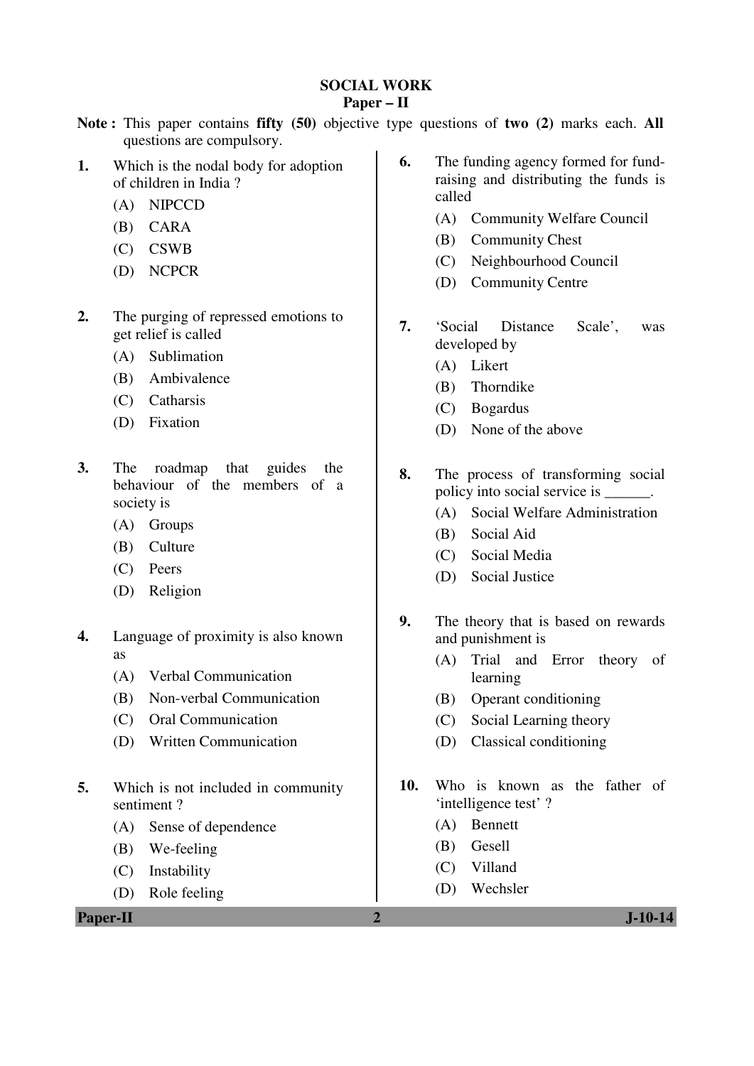## SOCIAL WORK

### Paper – II

**Note :** This paper contains **fifty (50)** objective type questions of **two (2)** marks each. **All** questions are compulsory.

**1.** Which is the nodal body for adoption of children in India ?

(A) NIPCCD
(B) CARA
(C) CSWB
(D) NCPCR

**2.** The purging of repressed emotions to get relief is called

(A) Sublimation
(B) Ambivalence
(C) Catharsis
(D) Fixation

**3.** The roadmap that guides the behaviour of the members of a society is

(A) Groups
(B) Culture
(C) Peers
(D) Religion

**4.** Language of proximity is also known as

(A) Verbal Communication
(B) Non-verbal Communication
(C) Oral Communication
(D) Written Communication

**5.** Which is not included in community sentiment ?

(A) Sense of dependence
(B) We-feeling
(C) Instability
(D) Role feeling

**6.** The funding agency formed for fund-raising and distributing the funds is called

(A) Community Welfare Council
(B) Community Chest
(C) Neighbourhood Council
(D) Community Centre

**7.** 'Social Distance Scale', was developed by

(A) Likert
(B) Thorndike
(C) Bogardus
(D) None of the above

**8.** The process of transforming social policy into social service is ______.

(A) Social Welfare Administration
(B) Social Aid
(C) Social Media
(D) Social Justice

**9.** The theory that is based on rewards and punishment is

(A) Trial and Error theory of learning
(B) Operant conditioning
(C) Social Learning theory
(D) Classical conditioning

**10.** Who is known as the father of 'intelligence test' ?

(A) Bennett
(B) Gesell
(C) Villand
(D) Wechsler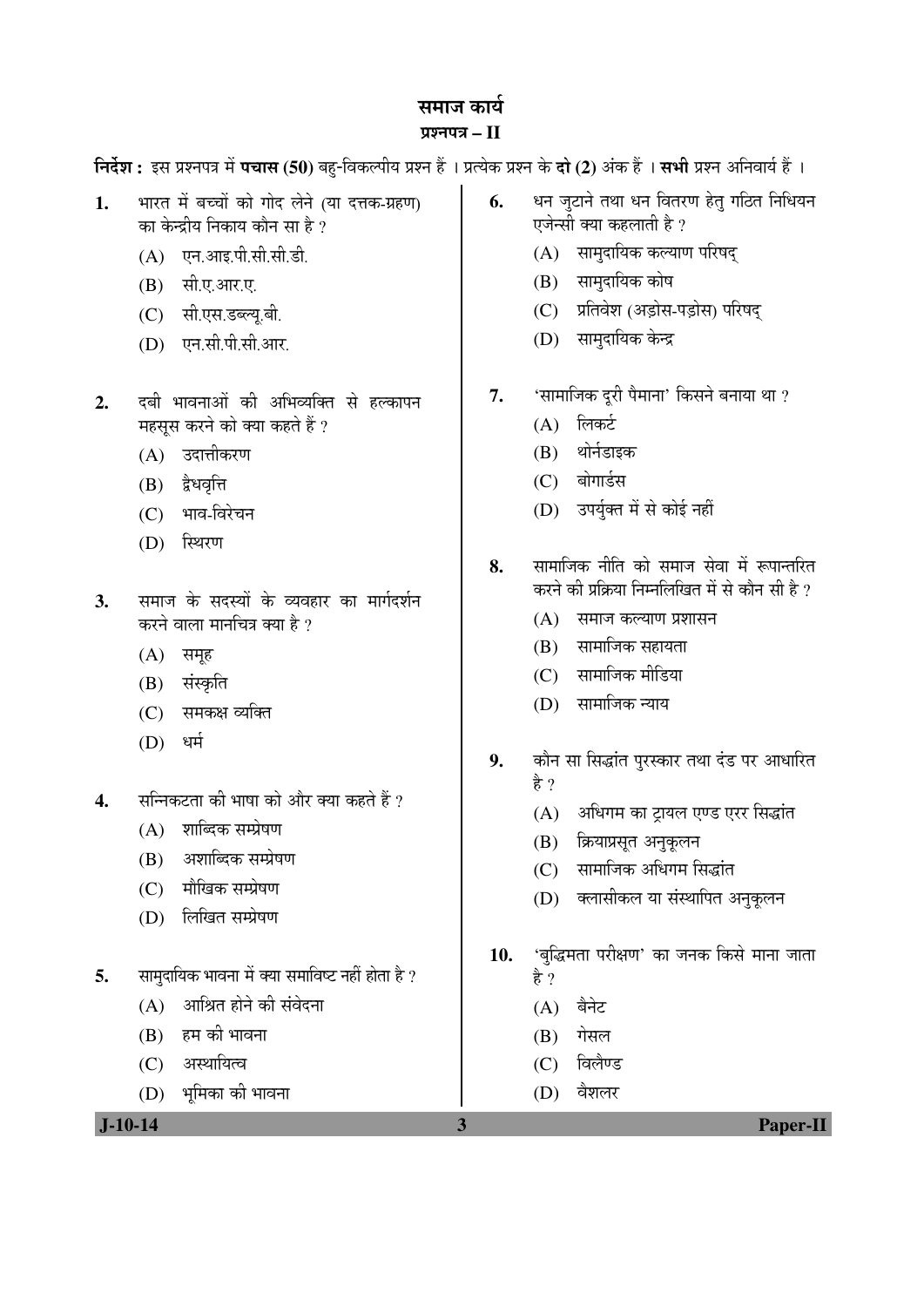# समाज कार्य

## प्रश्नपत्र – II

**निर्देश :** इस प्रश्नपत्र में **पचास (50)** बहु-विकल्पीय प्रश्न हैं । प्रत्येक प्रश्न के **दो (2)** अंक हैं । **सभी** प्रश्न अनिवार्य हैं ।

1. भारत में बच्चों को गोद लेने (या दत्तक-ग्रहण) का केन्द्रीय निकाय कौन सा है ?
   (A) एन.आइ.पी.सी.सी.डी.
   (B) सी.ए.आर.ए.
   (C) सी.एस.डब्ल्यू.बी.
   (D) एन.सी.पी.सी.आर.

2. दबी भावनाओं की अभिव्यक्ति से हल्कापन महसूस करने को क्या कहते हैं ?
   (A) उदात्तीकरण
   (B) द्वैधवृत्ति
   (C) भाव-विरेचन
   (D) स्थिरण

3. समाज के सदस्यों के व्यवहार का मार्गदर्शन करने वाला मानचित्र क्या है ?
   (A) समूह
   (B) संस्कृति
   (C) समकक्ष व्यक्ति
   (D) धर्म

4. सन्निकटता की भाषा को और क्या कहते हैं ?
   (A) शाब्दिक सम्प्रेषण
   (B) अशाब्दिक सम्प्रेषण
   (C) मौखिक सम्प्रेषण
   (D) लिखित सम्प्रेषण

5. सामुदायिक भावना में क्या समाविष्ट नहीं होता है ?
   (A) आश्रित होने की संवेदना
   (B) हम की भावना
   (C) अस्थायित्व
   (D) भूमिका की भावना

6. धन जुटाने तथा धन वितरण हेतु गठित निधियन एजेन्सी क्या कहलाती है ?
   (A) सामुदायिक कल्याण परिषद्
   (B) सामुदायिक कोष
   (C) प्रतिवेश (अड़ोस-पड़ोस) परिषद्
   (D) सामुदायिक केन्द्र

7. 'सामाजिक दूरी पैमाना' किसने बनाया था ?
   (A) लिकर्ट
   (B) थोर्नडाइक
   (C) बोगार्डस
   (D) उपर्युक्त में से कोई नहीं

8. सामाजिक नीति को समाज सेवा में रूपान्तरित करने की प्रक्रिया निम्नलिखित में से कौन सी है ?
   (A) समाज कल्याण प्रशासन
   (B) सामाजिक सहायता
   (C) सामाजिक मीडिया
   (D) सामाजिक न्याय

9. कौन सा सिद्धांत पुरस्कार तथा दंड पर आधारित है ?
   (A) अधिगम का ट्रायल एण्ड एरर सिद्धांत
   (B) क्रियाप्रसूत अनुकूलन
   (C) सामाजिक अधिगम सिद्धांत
   (D) क्लासीकल या संस्थापित अनुकूलन

10. 'बुद्धिमता परीक्षण' का जनक किसे माना जाता है ?
    (A) बैनेट
    (B) गेसल
    (C) विलैण्ड
    (D) वैशलर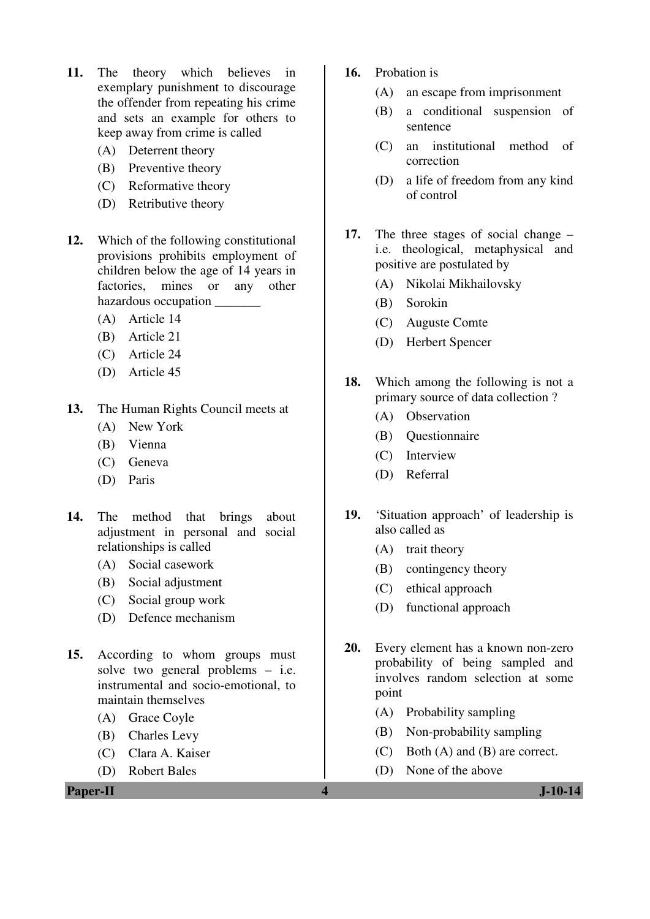11. The theory which believes in exemplary punishment to discourage the offender from repeating his crime and sets an example for others to keep away from crime is called
    (A) Deterrent theory
    (B) Preventive theory
    (C) Reformative theory
    (D) Retributive theory

12. Which of the following constitutional provisions prohibits employment of children below the age of 14 years in factories, mines or any other hazardous occupation _______
    (A) Article 14
    (B) Article 21
    (C) Article 24
    (D) Article 45

13. The Human Rights Council meets at
    (A) New York
    (B) Vienna
    (C) Geneva
    (D) Paris

14. The method that brings about adjustment in personal and social relationships is called
    (A) Social casework
    (B) Social adjustment
    (C) Social group work
    (D) Defence mechanism

15. According to whom groups must solve two general problems – i.e. instrumental and socio-emotional, to maintain themselves
    (A) Grace Coyle
    (B) Charles Levy
    (C) Clara A. Kaiser
    (D) Robert Bales

16. Probation is
    (A) an escape from imprisonment
    (B) a conditional suspension of sentence
    (C) an institutional method of correction
    (D) a life of freedom from any kind of control

17. The three stages of social change – i.e. theological, metaphysical and positive are postulated by
    (A) Nikolai Mikhailovsky
    (B) Sorokin
    (C) Auguste Comte
    (D) Herbert Spencer

18. Which among the following is not a primary source of data collection ?
    (A) Observation
    (B) Questionnaire
    (C) Interview
    (D) Referral

19. 'Situation approach' of leadership is also called as
    (A) trait theory
    (B) contingency theory
    (C) ethical approach
    (D) functional approach

20. Every element has a known non-zero probability of being sampled and involves random selection at some point
    (A) Probability sampling
    (B) Non-probability sampling
    (C) Both (A) and (B) are correct.
    (D) None of the above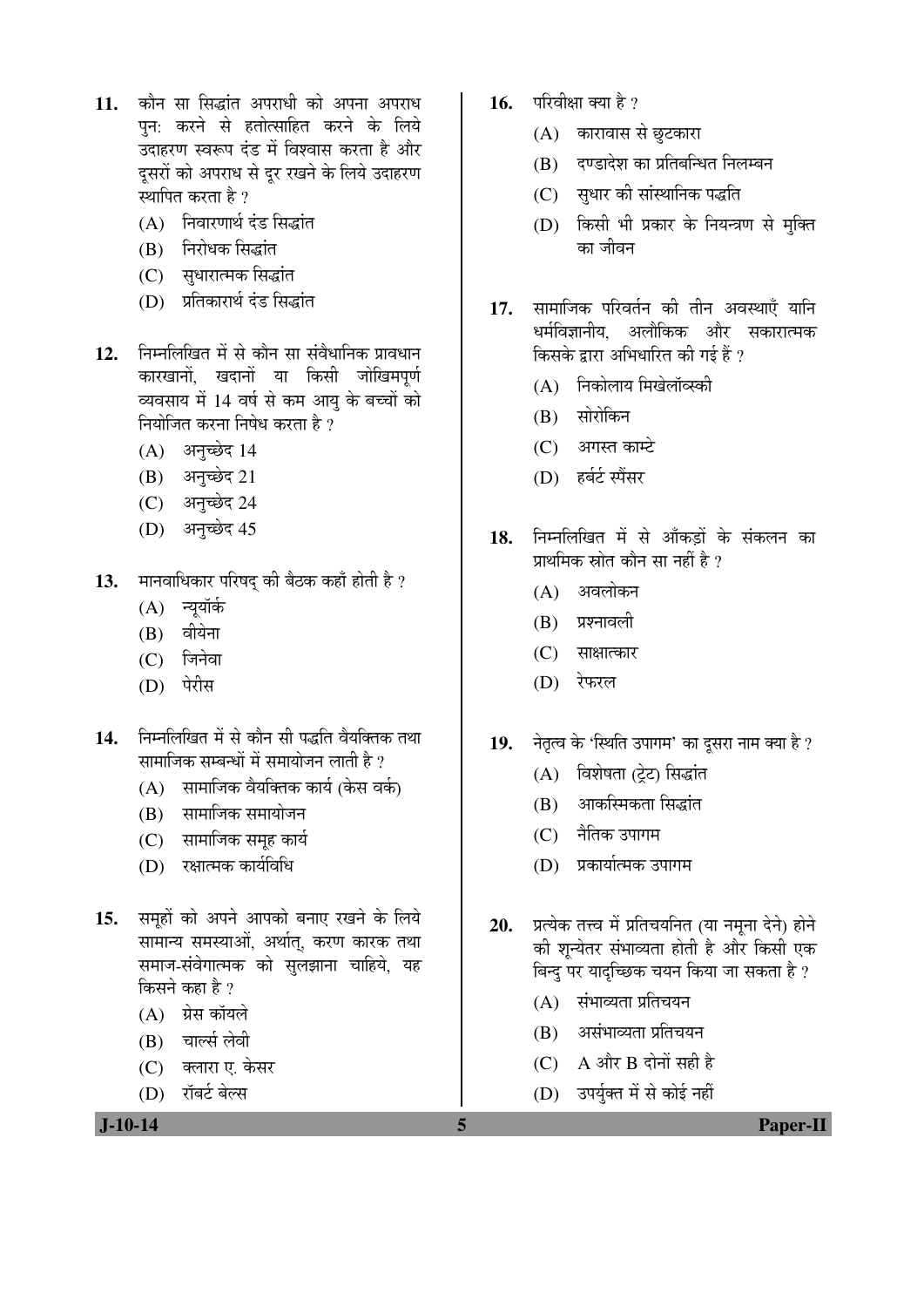11. कौन सा सिद्धांत अपराधी को अपना अपराध पुन: करने से हतोत्साहित करने के लिये उदाहरण स्वरूप दंड में विश्वास करता है और दूसरों को अपराध से दूर रखने के लिये उदाहरण स्थापित करता है ?
   (A) निवारणार्थ दंड सिद्धांत
   (B) निरोधक सिद्धांत
   (C) सुधारात्मक सिद्धांत
   (D) प्रतिकारार्थ दंड सिद्धांत

12. निम्नलिखित में से कौन सा संवैधानिक प्रावधान कारखानों, खदानों या किसी जोखिमपूर्ण व्यवसाय में 14 वर्ष से कम आयु के बच्चों को नियोजित करना निषेध करता है ?
   (A) अनुच्छेद 14
   (B) अनुच्छेद 21
   (C) अनुच्छेद 24
   (D) अनुच्छेद 45

13. मानवाधिकार परिषद् की बैठक कहाँ होती है ?
   (A) न्यूयॉर्क
   (B) वीयेना
   (C) जिनेवा
   (D) पेरीस

14. निम्नलिखित में से कौन सी पद्धति वैयक्तिक तथा सामाजिक सम्बन्धों में समायोजन लाती है ?
   (A) सामाजिक वैयक्तिक कार्य (केस वर्क)
   (B) सामाजिक समायोजन
   (C) सामाजिक समूह कार्य
   (D) रक्षात्मक कार्यविधि

15. समूहों को अपने आपको बनाए रखने के लिये सामान्य समस्याओं, अर्थात्, करण कारक तथा समाज-संवेगात्मक को सुलझाना चाहिये, यह किसने कहा है ?
   (A) ग्रेस कॉयले
   (B) चार्ल्स लेवी
   (C) क्लारा ए. केसर
   (D) रॉबर्ट बेल्स

16. परिवीक्षा क्या है ?
   (A) कारावास से छुटकारा
   (B) दण्डादेश का प्रतिबन्धित निलम्बन
   (C) सुधार की सांस्थानिक पद्धति
   (D) किसी भी प्रकार के नियन्त्रण से मुक्ति का जीवन

17. सामाजिक परिवर्तन की तीन अवस्थाएँ यानि धर्मविज्ञानीय, अलौकिक और सकारात्मक किसके द्वारा अभिधारित की गई हैं ?
   (A) निकोलाय मिखेलॉव्स्की
   (B) सोरोकिन
   (C) अगस्त काम्टे
   (D) हर्बर्ट स्पैंसर

18. निम्नलिखित में से आँकड़ों के संकलन का प्राथमिक स्रोत कौन सा नहीं है ?
   (A) अवलोकन
   (B) प्रश्नावली
   (C) साक्षात्कार
   (D) रेफरल

19. नेतृत्व के 'स्थिति उपागम' का दूसरा नाम क्या है ?
   (A) विशेषता (ट्रेट) सिद्धांत
   (B) आकस्मिकता सिद्धांत
   (C) नैतिक उपागम
   (D) प्रकार्यात्मक उपागम

20. प्रत्येक तत्त्व में प्रतिचयनित (या नमूना देने) होने की शून्येतर संभाव्यता होती है और किसी एक बिन्दु पर यादृच्छिक चयन किया जा सकता है ?
   (A) संभाव्यता प्रतिचयन
   (B) असंभाव्यता प्रतिचयन
   (C) A और B दोनों सही है
   (D) उपर्युक्त में से कोई नहीं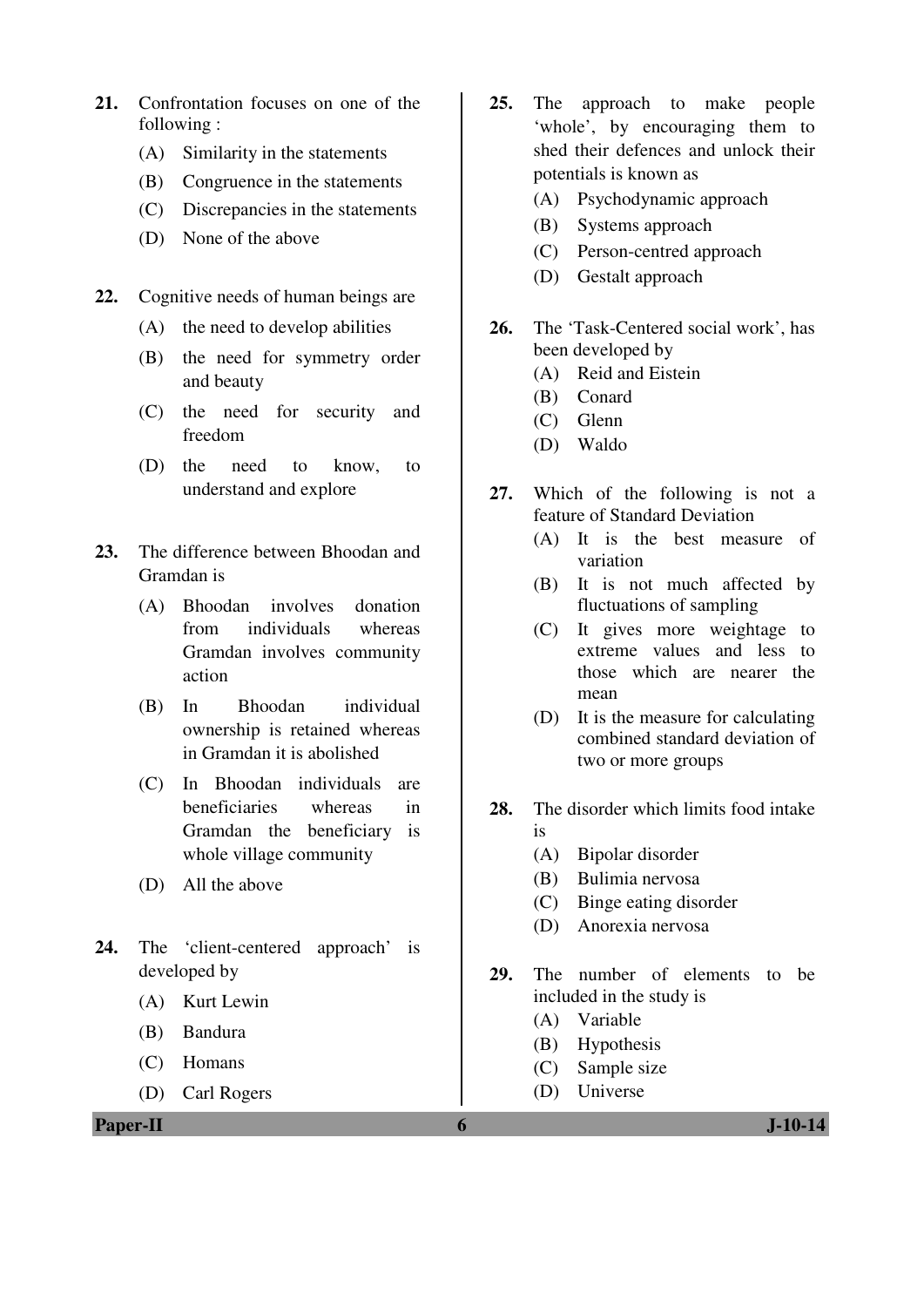21. Confrontation focuses on one of the following :
    (A) Similarity in the statements
    (B) Congruence in the statements
    (C) Discrepancies in the statements
    (D) None of the above

22. Cognitive needs of human beings are
    (A) the need to develop abilities
    (B) the need for symmetry order and beauty
    (C) the need for security and freedom
    (D) the need to know, to understand and explore

23. The difference between Bhoodan and Gramdan is
    (A) Bhoodan involves donation from individuals whereas Gramdan involves community action
    (B) In Bhoodan individual ownership is retained whereas in Gramdan it is abolished
    (C) In Bhoodan individuals are beneficiaries whereas in Gramdan the beneficiary is whole village community
    (D) All the above

24. The 'client-centered approach' is developed by
    (A) Kurt Lewin
    (B) Bandura
    (C) Homans
    (D) Carl Rogers

25. The approach to make people 'whole', by encouraging them to shed their defences and unlock their potentials is known as
    (A) Psychodynamic approach
    (B) Systems approach
    (C) Person-centred approach
    (D) Gestalt approach

26. The 'Task-Centered social work', has been developed by
    (A) Reid and Eistein
    (B) Conard
    (C) Glenn
    (D) Waldo

27. Which of the following is not a feature of Standard Deviation
    (A) It is the best measure of variation
    (B) It is not much affected by fluctuations of sampling
    (C) It gives more weightage to extreme values and less to those which are nearer the mean
    (D) It is the measure for calculating combined standard deviation of two or more groups

28. The disorder which limits food intake is
    (A) Bipolar disorder
    (B) Bulimia nervosa
    (C) Binge eating disorder
    (D) Anorexia nervosa

29. The number of elements to be included in the study is
    (A) Variable
    (B) Hypothesis
    (C) Sample size
    (D) Universe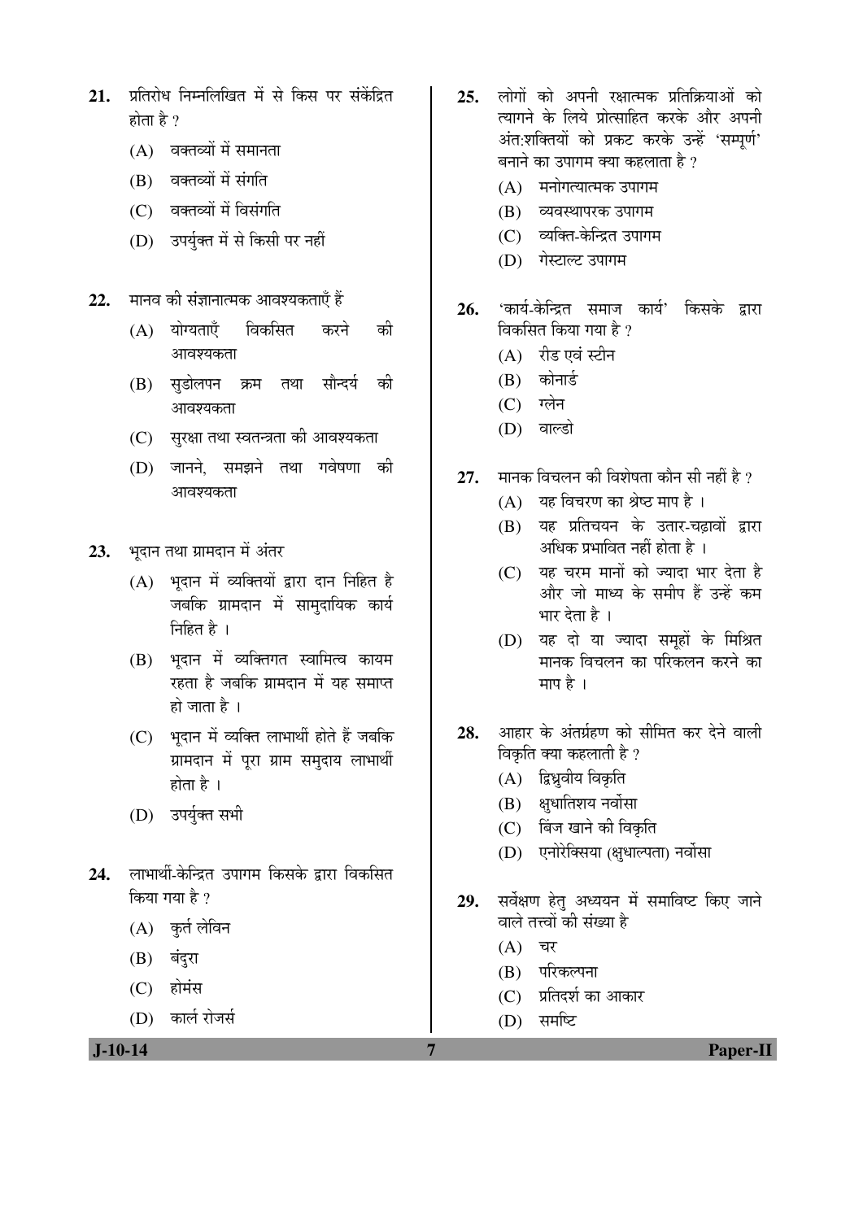21. प्रतिरोध निम्नलिखित में से किस पर संकेंद्रित होता है ?
    - (A) वक्तव्यों में समानता
    - (B) वक्तव्यों में संगति
    - (C) वक्तव्यों में विसंगति
    - (D) उपर्युक्त में से किसी पर नहीं

22. मानव की संज्ञानात्मक आवश्यकताएँ हैं
    - (A) योग्यताएँ विकसित करने की आवश्यकता
    - (B) सुडोलपन क्रम तथा सौन्दर्य की आवश्यकता
    - (C) सुरक्षा तथा स्वतन्त्रता की आवश्यकता
    - (D) जानने, समझने तथा गवेषणा की आवश्यकता

23. भूदान तथा ग्रामदान में अंतर
    - (A) भूदान में व्यक्तियों द्वारा दान निहित है जबकि ग्रामदान में सामुदायिक कार्य निहित है ।
    - (B) भूदान में व्यक्तिगत स्वामित्व कायम रहता है जबकि ग्रामदान में यह समाप्त हो जाता है ।
    - (C) भूदान में व्यक्ति लाभार्थी होते हैं जबकि ग्रामदान में पूरा ग्राम समुदाय लाभार्थी होता है ।
    - (D) उपर्युक्त सभी

24. लाभार्थी-केन्द्रित उपागम किसके द्वारा विकसित किया गया है ?
    - (A) कुर्त लेविन
    - (B) बंदुरा
    - (C) होमंस
    - (D) कार्ल रोजर्स

25. लोगों को अपनी रक्षात्मक प्रतिक्रियाओं को त्यागने के लिये प्रोत्साहित करके और अपनी अंत:शक्तियों को प्रकट करके उन्हें 'सम्पूर्ण' बनाने का उपागम क्या कहलाता है ?
    - (A) मनोगत्यात्मक उपागम
    - (B) व्यवस्थापरक उपागम
    - (C) व्यक्ति-केन्द्रित उपागम
    - (D) गेस्टाल्ट उपागम

26. 'कार्य-केन्द्रित समाज कार्य' किसके द्वारा विकसित किया गया है ?
    - (A) रीड एवं स्टीन
    - (B) कोनार्ड
    - (C) ग्लेन
    - (D) वाल्डो

27. मानक विचलन की विशेषता कौन सी नहीं है ?
    - (A) यह विचरण का श्रेष्ठ माप है ।
    - (B) यह प्रतिचयन के उतार-चढ़ावों द्वारा अधिक प्रभावित नहीं होता है ।
    - (C) यह चरम मानों को ज्यादा भार देता है और जो माध्य के समीप हैं उन्हें कम भार देता है ।
    - (D) यह दो या ज्यादा समूहों के मिश्रित मानक विचलन का परिकलन करने का माप है ।

28. आहार के अंतर्ग्रहण को सीमित कर देने वाली विकृति क्या कहलाती है ?
    - (A) द्विध्रुवीय विकृति
    - (B) क्षुधातिशय नर्वोसा
    - (C) बिंज खाने की विकृति
    - (D) एनोरेक्सिया (क्षुधाल्पता) नर्वोसा

29. सर्वेक्षण हेतु अध्ययन में समाविष्ट किए जाने वाले तत्त्वों की संख्या है
    - (A) चर
    - (B) परिकल्पना
    - (C) प्रतिदर्श का आकार
    - (D) समष्टि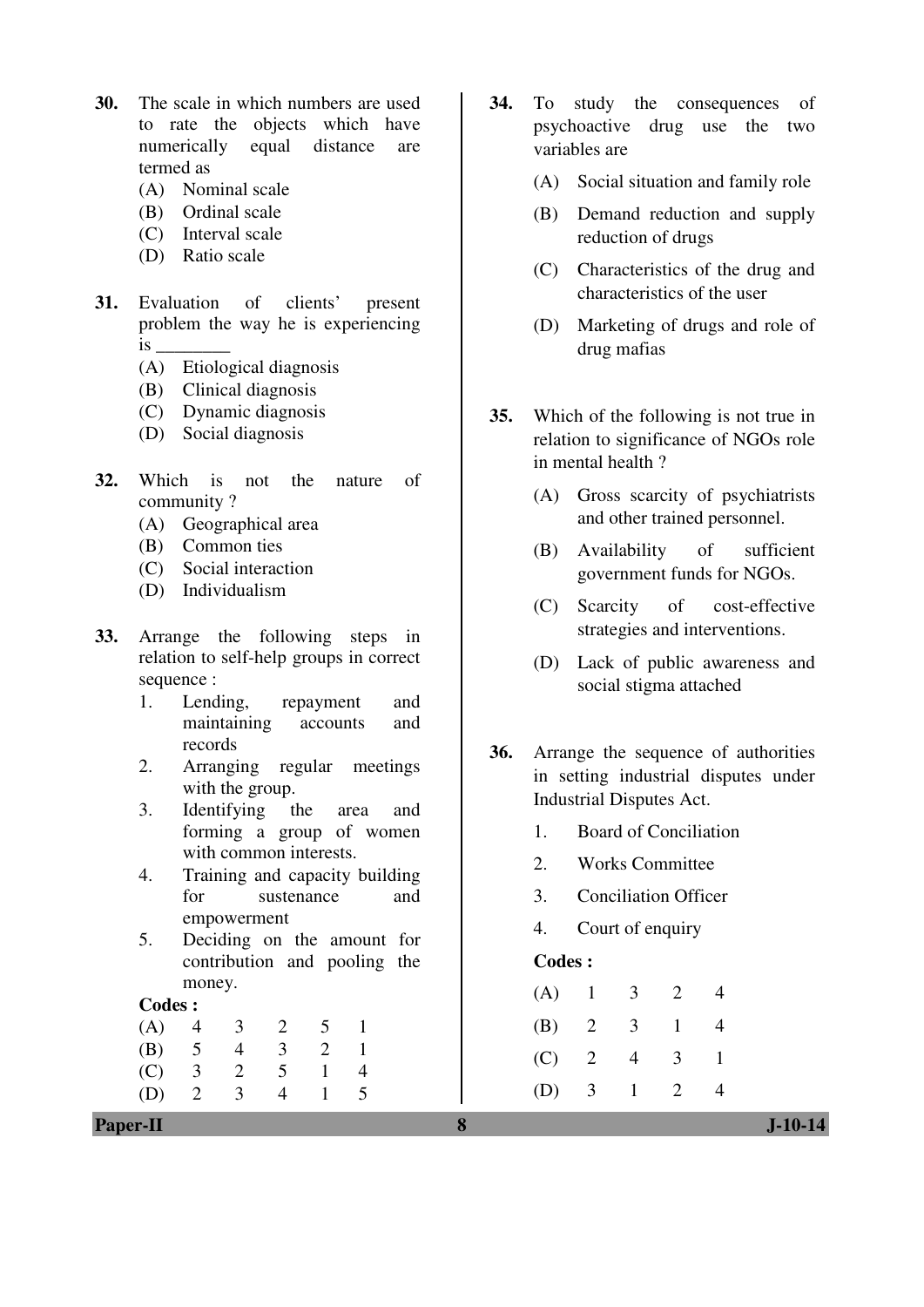**30.** The scale in which numbers are used to rate the objects which have numerically equal distance are termed as

(A) Nominal scale
(B) Ordinal scale
(C) Interval scale
(D) Ratio scale

**31.** Evaluation of clients' present problem the way he is experiencing is ________

(A) Etiological diagnosis
(B) Clinical diagnosis
(C) Dynamic diagnosis
(D) Social diagnosis

**32.** Which is not the nature of community ?

(A) Geographical area
(B) Common ties
(C) Social interaction
(D) Individualism

**33.** Arrange the following steps in relation to self-help groups in correct sequence :

1. Lending, repayment and maintaining accounts and records
2. Arranging regular meetings with the group.
3. Identifying the area and forming a group of women with common interests.
4. Training and capacity building for sustenance and empowerment
5. Deciding on the amount for contribution and pooling the money.

**Codes :**

| | | | | | |
|---|---|---|---|---|---|
| (A) | 4 | 3 | 2 | 5 | 1 |
| (B) | 5 | 4 | 3 | 2 | 1 |
| (C) | 3 | 2 | 5 | 1 | 4 |
| (D) | 2 | 3 | 4 | 1 | 5 |

**34.** To study the consequences of psychoactive drug use the two variables are

(A) Social situation and family role
(B) Demand reduction and supply reduction of drugs
(C) Characteristics of the drug and characteristics of the user
(D) Marketing of drugs and role of drug mafias

**35.** Which of the following is not true in relation to significance of NGOs role in mental health ?

(A) Gross scarcity of psychiatrists and other trained personnel.
(B) Availability of sufficient government funds for NGOs.
(C) Scarcity of cost-effective strategies and interventions.
(D) Lack of public awareness and social stigma attached

**36.** Arrange the sequence of authorities in setting industrial disputes under Industrial Disputes Act.

1. Board of Conciliation
2. Works Committee
3. Conciliation Officer
4. Court of enquiry

**Codes :**

| | | | | |
|---|---|---|---|---|
| (A) | 1 | 3 | 2 | 4 |
| (B) | 2 | 3 | 1 | 4 |
| (C) | 2 | 4 | 3 | 1 |
| (D) | 3 | 1 | 2 | 4 |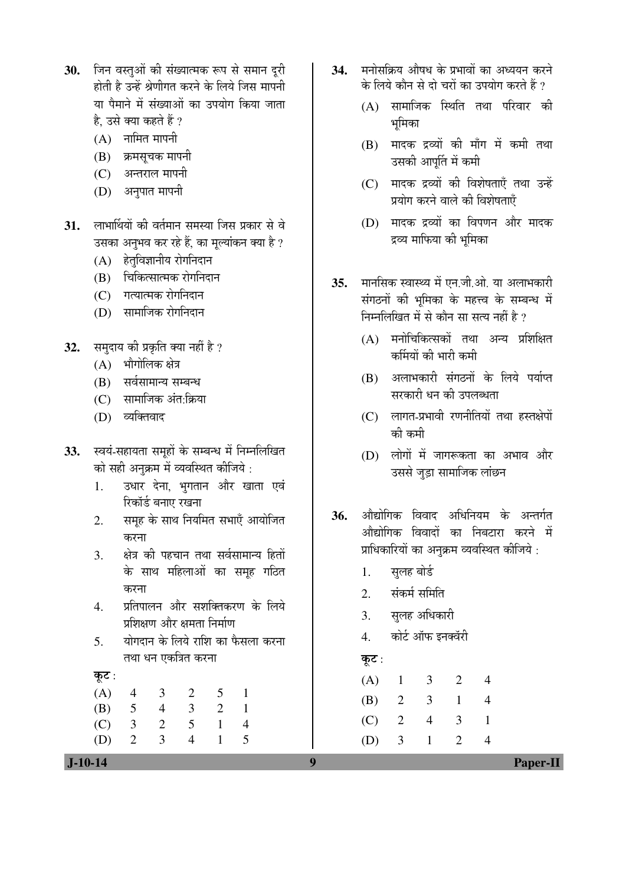30. जिन वस्तुओं की संख्यात्मक रूप से समान दूरी होती है उन्हें श्रेणीगत करने के लिये जिस मापनी या पैमाने में संख्याओं का उपयोग किया जाता है, उसे क्या कहते हैं ?

(A) नामित मापनी
(B) क्रमसूचक मापनी
(C) अन्तराल मापनी
(D) अनुपात मापनी

31. लाभार्थियों की वर्तमान समस्या जिस प्रकार से वे उसका अनुभव कर रहे हैं, का मूल्यांकन क्या है ?

(A) हेतुविज्ञानीय रोगनिदान
(B) चिकित्सात्मक रोगनिदान
(C) गत्यात्मक रोगनिदान
(D) सामाजिक रोगनिदान

32. समुदाय की प्रकृति क्या नहीं है ?

(A) भौगोलिक क्षेत्र
(B) सर्वसामान्य सम्बन्ध
(C) सामाजिक अंत:क्रिया
(D) व्यक्तिवाद

33. स्वयं-सहायता समूहों के सम्बन्ध में निम्नलिखित को सही अनुक्रम में व्यवस्थित कीजिये :

1. उधार देना, भुगतान और खाता एवं रिकॉर्ड बनाए रखना
2. समूह के साथ नियमित सभाएँ आयोजित करना
3. क्षेत्र की पहचान तथा सर्वसामान्य हितों के साथ महिलाओं का समूह गठित करना
4. प्रतिपालन और सशक्तिकरण के लिये प्रशिक्षण और क्षमता निर्माण
5. योगदान के लिये राशि का फैसला करना तथा धन एकत्रित करना

कूट :

| | | | | | |
|---|---|---|---|---|---|
| (A) | 4 | 3 | 2 | 5 | 1 |
| (B) | 5 | 4 | 3 | 2 | 1 |
| (C) | 3 | 2 | 5 | 1 | 4 |
| (D) | 2 | 3 | 4 | 1 | 5 |

34. मनोसक्रिय औषध के प्रभावों का अध्ययन करने के लिये कौन से दो चरों का उपयोग करते हैं ?

(A) सामाजिक स्थिति तथा परिवार की भूमिका
(B) मादक द्रव्यों की माँग में कमी तथा उसकी आपूर्ति में कमी
(C) मादक द्रव्यों की विशेषताएँ तथा उन्हें प्रयोग करने वाले की विशेषताएँ
(D) मादक द्रव्यों का विपणन और मादक द्रव्य माफिया की भूमिका

35. मानसिक स्वास्थ्य में एन.जी.ओ. या अलाभकारी संगठनों की भूमिका के महत्त्व के सम्बन्ध में निम्नलिखित में से कौन सा सत्य नहीं है ?

(A) मनोचिकित्सकों तथा अन्य प्रशिक्षित कर्मियों की भारी कमी
(B) अलाभकारी संगठनों के लिये पर्याप्त सरकारी धन की उपलब्धता
(C) लागत-प्रभावी रणनीतियों तथा हस्तक्षेपों की कमी
(D) लोगों में जागरूकता का अभाव और उससे जुड़ा सामाजिक लांछन

36. औद्योगिक विवाद अधिनियम के अन्तर्गत औद्योगिक विवादों का निबटारा करने में प्राधिकारियों का अनुक्रम व्यवस्थित कीजिये :

1. सुलह बोर्ड
2. संकर्म समिति
3. सुलह अधिकारी
4. कोर्ट ऑफ इनक्वॅरी

कूट :

| | | | | |
|---|---|---|---|---|
| (A) | 1 | 3 | 2 | 4 |
| (B) | 2 | 3 | 1 | 4 |
| (C) | 2 | 4 | 3 | 1 |
| (D) | 3 | 1 | 2 | 4 |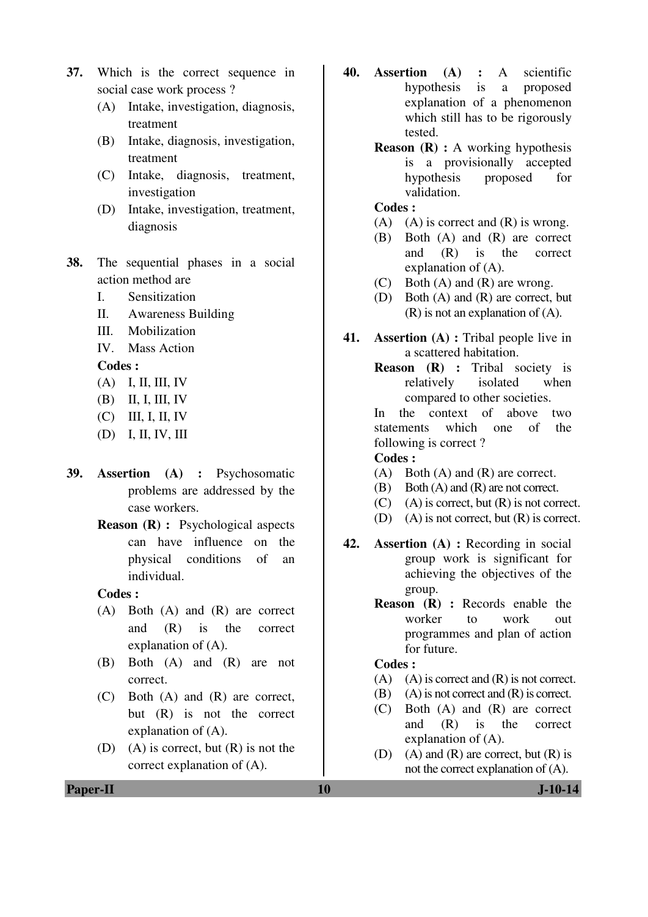**37.** Which is the correct sequence in social case work process ?

(A) Intake, investigation, diagnosis, treatment

(B) Intake, diagnosis, investigation, treatment

(C) Intake, diagnosis, treatment, investigation

(D) Intake, investigation, treatment, diagnosis

**38.** The sequential phases in a social action method are

I. Sensitization

II. Awareness Building

III. Mobilization

IV. Mass Action

**Codes :**

(A) I, II, III, IV

(B) II, I, III, IV

(C) III, I, II, IV

(D) I, II, IV, III

**39.** **Assertion (A) :** Psychosomatic problems are addressed by the case workers.

**Reason (R) :** Psychological aspects can have influence on the physical conditions of an individual.

**Codes :**

(A) Both (A) and (R) are correct and (R) is the correct explanation of (A).

(B) Both (A) and (R) are not correct.

(C) Both (A) and (R) are correct, but (R) is not the correct explanation of (A).

(D) (A) is correct, but (R) is not the correct explanation of (A).

**40.** **Assertion (A) :** A scientific hypothesis is a proposed explanation of a phenomenon which still has to be rigorously tested.

**Reason (R) :** A working hypothesis is a provisionally accepted hypothesis proposed for validation.

**Codes :**

(A) (A) is correct and (R) is wrong.

(B) Both (A) and (R) are correct and (R) is the correct explanation of (A).

(C) Both (A) and (R) are wrong.

(D) Both (A) and (R) are correct, but (R) is not an explanation of (A).

**41.** **Assertion (A) :** Tribal people live in a scattered habitation.

**Reason (R) :** Tribal society is relatively isolated when compared to other societies.

In the context of above two statements which one of the following is correct ?

**Codes :**

(A) Both (A) and (R) are correct.

(B) Both (A) and (R) are not correct.

(C) (A) is correct, but (R) is not correct.

(D) (A) is not correct, but (R) is correct.

**42.** **Assertion (A) :** Recording in social group work is significant for achieving the objectives of the group.

**Reason (R) :** Records enable the worker to work out programmes and plan of action for future.

**Codes :**

(A) (A) is correct and (R) is not correct.

(B) (A) is not correct and (R) is correct.

(C) Both (A) and (R) are correct and (R) is the correct explanation of (A).

(D) (A) and (R) are correct, but (R) is not the correct explanation of (A).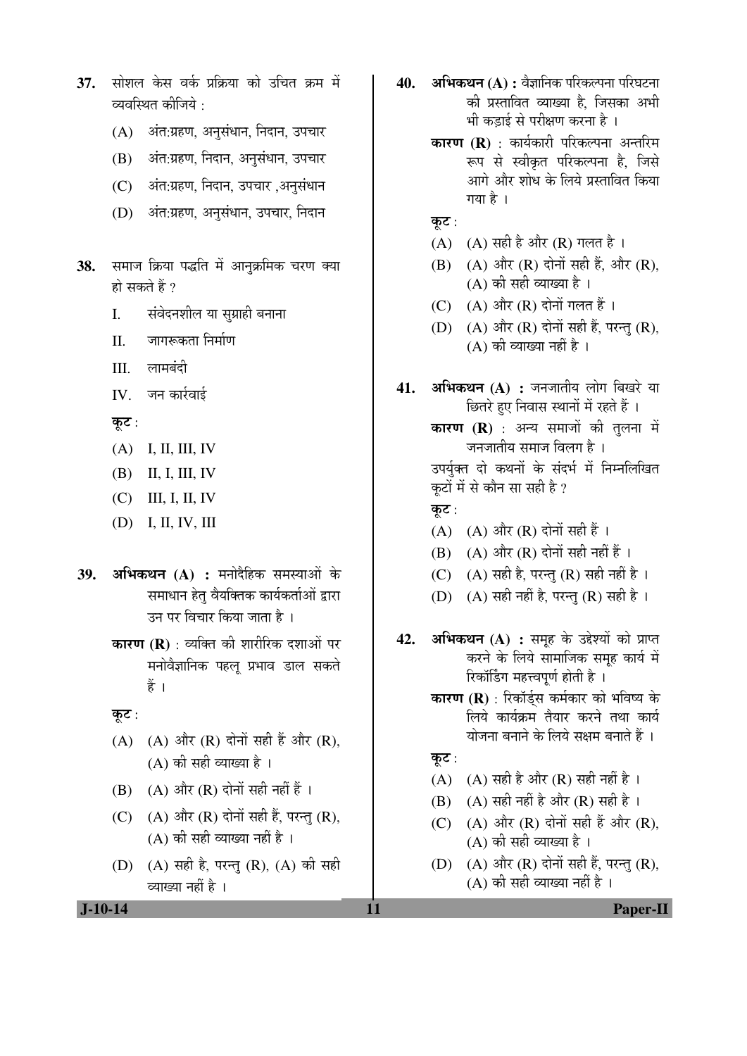37. सोशल केस वर्क प्रक्रिया को उचित क्रम में व्यवस्थित कीजिये :

(A) अंत:ग्रहण, अनुसंधान, निदान, उपचार

(B) अंत:ग्रहण, निदान, अनुसंधान, उपचार

(C) अंत:ग्रहण, निदान, उपचार ,अनुसंधान

(D) अंत:ग्रहण, अनुसंधान, उपचार, निदान

38. समाज क्रिया पद्धति में आनुक्रमिक चरण क्या हो सकते हैं ?

I. संवेदनशील या सुग्राही बनाना

II. जागरूकता निर्माण

III. लामबंदी

IV. जन कार्रवाई

**कूट** :

(A) I, II, III, IV

(B) II, I, III, IV

(C) III, I, II, IV

(D) I, II, IV, III

39. **अभिकथन (A) :** मनोदैहिक समस्याओं के समाधान हेतु वैयक्तिक कार्यकर्ताओं द्वारा उन पर विचार किया जाता है ।

**कारण (R)** : व्यक्ति की शारीरिक दशाओं पर मनोवैज्ञानिक पहलू प्रभाव डाल सकते हैं ।

**कूट** :

(A) (A) और (R) दोनों सही हैं और (R), (A) की सही व्याख्या है ।

(B) (A) और (R) दोनों सही नहीं हैं ।

(C) (A) और (R) दोनों सही हैं, परन्तु (R), (A) की सही व्याख्या नहीं है ।

(D) (A) सही है, परन्तु (R), (A) की सही व्याख्या नहीं है ।

40. **अभिकथन (A) :** वैज्ञानिक परिकल्पना परिघटना की प्रस्तावित व्याख्या है, जिसका अभी भी कड़ाई से परीक्षण करना है ।

**कारण (R)** : कार्यकारी परिकल्पना अन्तरिम रूप से स्वीकृत परिकल्पना है, जिसे आगे और शोध के लिये प्रस्तावित किया गया है ।

**कूट** :

(A) (A) सही है और (R) गलत है ।

(B) (A) और (R) दोनों सही हैं, और (R), (A) की सही व्याख्या है ।

(C) (A) और (R) दोनों गलत हैं ।

(D) (A) और (R) दोनों सही हैं, परन्तु (R), (A) की व्याख्या नहीं है ।

41. **अभिकथन (A) :** जनजातीय लोग बिखरे या छितरे हुए निवास स्थानों में रहते हैं ।

**कारण (R)** : अन्य समाजों की तुलना में जनजातीय समाज विलग है ।

उपर्युक्त दो कथनों के संदर्भ में निम्नलिखित कूटों में से कौन सा सही है ?

**कूट** :

(A) (A) और (R) दोनों सही हैं ।

(B) (A) और (R) दोनों सही नहीं हैं ।

(C) (A) सही है, परन्तु (R) सही नहीं है ।

(D) (A) सही नहीं है, परन्तु (R) सही है ।

42. **अभिकथन (A) :** समूह के उद्देश्यों को प्राप्त करने के लिये सामाजिक समूह कार्य में रिकॉर्डिंग महत्त्वपूर्ण होती है ।

**कारण (R)** : रिकॉर्ड्स कर्मकार को भविष्य के लिये कार्यक्रम तैयार करने तथा कार्य योजना बनाने के लिये सक्षम बनाते हैं ।

**कूट** :

(A) (A) सही है और (R) सही नहीं है ।

(B) (A) सही नहीं है और (R) सही है ।

(C) (A) और (R) दोनों सही हैं और (R), (A) की सही व्याख्या है ।

(D) (A) और (R) दोनों सही हैं, परन्तु (R), (A) की सही व्याख्या नहीं है ।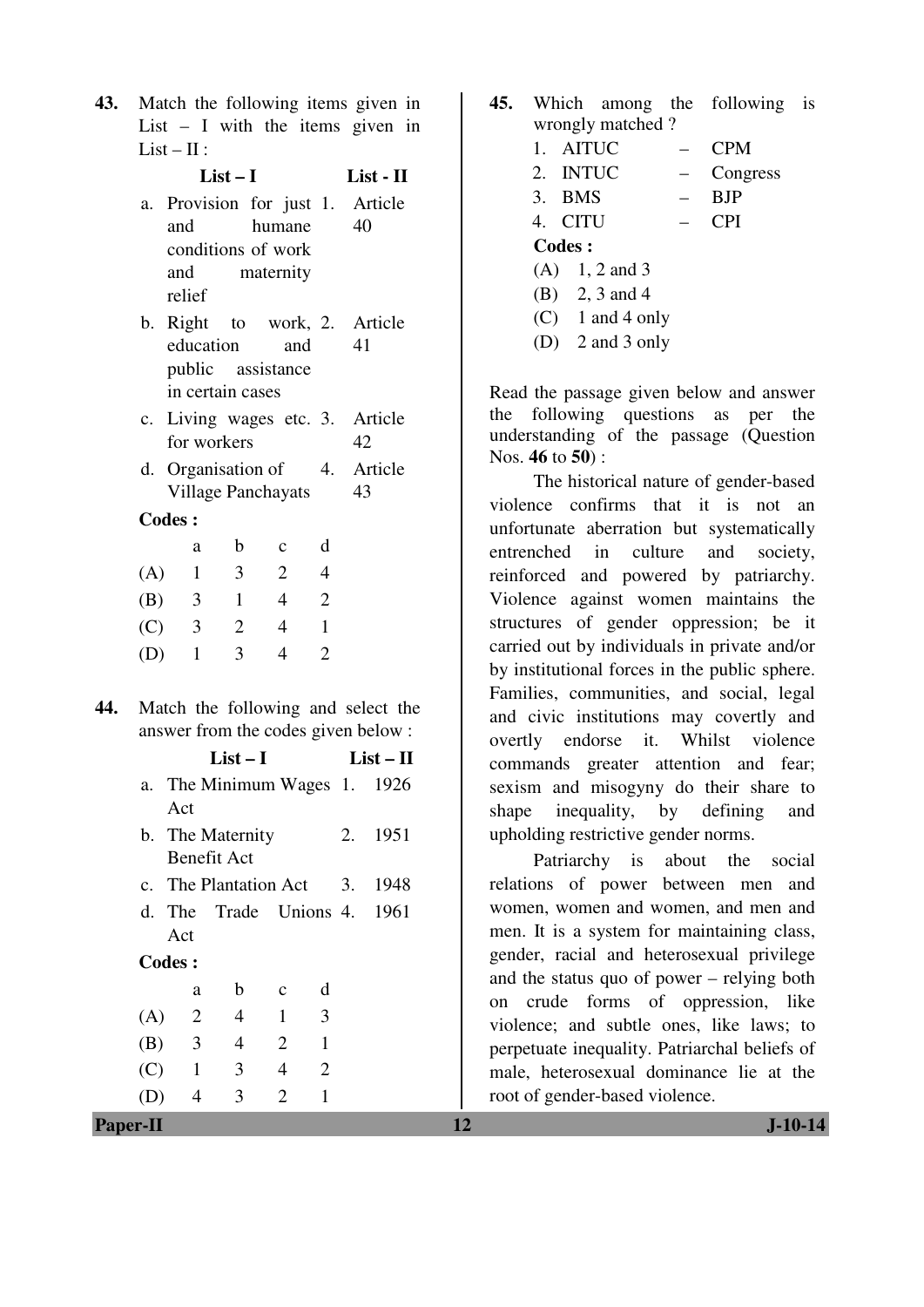43. Match the following items given in List – I with the items given in List – II :

| | List – I | | List - II |
|---|---|---|---|
| a. | Provision for just and humane conditions of work and maternity relief | 1. | Article 40 |
| b. | Right to work, education and public assistance in certain cases | 2. | Article 41 |
| c. | Living wages etc. for workers | 3. | Article 42 |
| d. | Organisation of Village Panchayats | 4. | Article 43 |

**Codes :**

| | a | b | c | d |
|---|---|---|---|---|
| (A) | 1 | 3 | 2 | 4 |
| (B) | 3 | 1 | 4 | 2 |
| (C) | 3 | 2 | 4 | 1 |
| (D) | 1 | 3 | 4 | 2 |

44. Match the following and select the answer from the codes given below :

| | List – I | | List – II |
|---|---|---|---|
| a. | The Minimum Wages Act | 1. | 1926 |
| b. | The Maternity Benefit Act | 2. | 1951 |
| c. | The Plantation Act | 3. | 1948 |
| d. | The Trade Unions Act | 4. | 1961 |

**Codes :**

| | a | b | c | d |
|---|---|---|---|---|
| (A) | 2 | 4 | 1 | 3 |
| (B) | 3 | 4 | 2 | 1 |
| (C) | 1 | 3 | 4 | 2 |
| (D) | 4 | 3 | 2 | 1 |

45. Which among the following is wrongly matched ?

1. AITUC – CPM
2. INTUC – Congress
3. BMS – BJP
4. CITU – CPI

**Codes :**

(A) 1, 2 and 3
(B) 2, 3 and 4
(C) 1 and 4 only
(D) 2 and 3 only

Read the passage given below and answer the following questions as per the understanding of the passage (Question Nos. **46** to **50**) :

The historical nature of gender-based violence confirms that it is not an unfortunate aberration but systematically entrenched in culture and society, reinforced and powered by patriarchy. Violence against women maintains the structures of gender oppression; be it carried out by individuals in private and/or by institutional forces in the public sphere. Families, communities, and social, legal and civic institutions may covertly and overtly endorse it. Whilst violence commands greater attention and fear; sexism and misogyny do their share to shape inequality, by defining and upholding restrictive gender norms.

Patriarchy is about the social relations of power between men and women, women and women, and men and men. It is a system for maintaining class, gender, racial and heterosexual privilege and the status quo of power – relying both on crude forms of oppression, like violence; and subtle ones, like laws; to perpetuate inequality. Patriarchal beliefs of male, heterosexual dominance lie at the root of gender-based violence.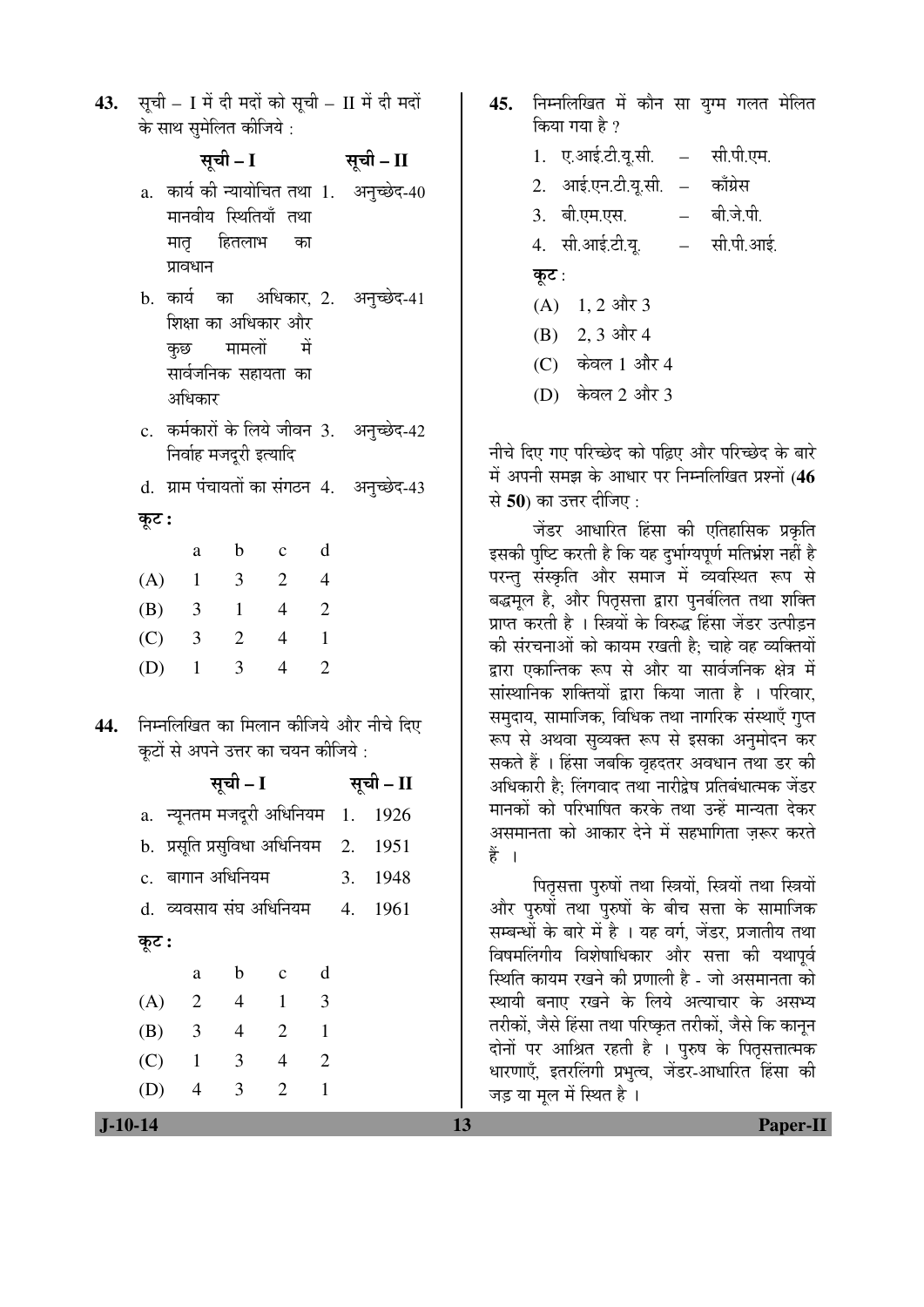43. सूची – I में दी मदों को सूची – II में दी मदों के साथ सुमेलित कीजिये :

| सूची – I | सूची – II |
|---|---|
| a. कार्य की न्यायोचित तथा मानवीय स्थितियाँ तथा मातृ हितलाभ का प्रावधान | 1. अनुच्छेद-40 |
| b. कार्य का अधिकार, शिक्षा का अधिकार और कुछ मामलों में सार्वजनिक सहायता का अधिकार | 2. अनुच्छेद-41 |
| c. कर्मकारों के लिये जीवन निर्वाह मजदूरी इत्यादि | 3. अनुच्छेद-42 |
| d. ग्राम पंचायतों का संगठन | 4. अनुच्छेद-43 |

**कूट :**

| | a | b | c | d |
|---|---|---|---|---|
| (A) | 1 | 3 | 2 | 4 |
| (B) | 3 | 1 | 4 | 2 |
| (C) | 3 | 2 | 4 | 1 |
| (D) | 1 | 3 | 4 | 2 |

44. निम्नलिखित का मिलान कीजिये और नीचे दिए कूटों से अपने उत्तर का चयन कीजिये :

| सूची – I | सूची – II |
|---|---|
| a. न्यूनतम मजदूरी अधिनियम | 1. 1926 |
| b. प्रसूति प्रसुविधा अधिनियम | 2. 1951 |
| c. बागान अधिनियम | 3. 1948 |
| d. व्यवसाय संघ अधिनियम | 4. 1961 |

**कूट :**

| | a | b | c | d |
|---|---|---|---|---|
| (A) | 2 | 4 | 1 | 3 |
| (B) | 3 | 4 | 2 | 1 |
| (C) | 1 | 3 | 4 | 2 |
| (D) | 4 | 3 | 2 | 1 |

45. निम्नलिखित में कौन सा युग्म गलत मेलित किया गया है ?

1. ए.आई.टी.यू.सी. – सी.पी.एम.
2. आई.एन.टी.यू.सी. – काँग्रेस
3. बी.एम.एस. – बी.जे.पी.
4. सी.आई.टी.यू. – सी.पी.आई.

**कूट :**

(A) 1, 2 और 3
(B) 2, 3 और 4
(C) केवल 1 और 4
(D) केवल 2 और 3

नीचे दिए गए परिच्छेद को पढ़िए और परिच्छेद के बारे में अपनी समझ के आधार पर निम्नलिखित प्रश्नों (**46** से **50**) का उत्तर दीजिए :

जेंडर आधारित हिंसा की एतिहासिक प्रकृति इसकी पुष्टि करती है कि यह दुर्भाग्यपूर्ण मतिभ्रंश नहीं है परन्तु संस्कृति और समाज में व्यवस्थित रूप से बद्धमूल है, और पितृसत्ता द्वारा पुनर्बलित तथा शक्ति प्राप्त करती है । स्त्रियों के विरुद्ध हिंसा जेंडर उत्पीड़न की संरचनाओं को कायम रखती है; चाहे वह व्यक्तियों द्वारा एकान्तिक रूप से और या सार्वजनिक क्षेत्र में सांस्थानिक शक्तियों द्वारा किया जाता है । परिवार, समुदाय, सामाजिक, विधिक तथा नागरिक संस्थाएँ गुप्त रूप से अथवा सुव्यक्त रूप से इसका अनुमोदन कर सकते हैं । हिंसा जबकि वृहदतर अवधान तथा डर की अधिकारी है; लिंगवाद तथा नारीद्वेष प्रतिबंधात्मक जेंडर मानकों को परिभाषित करके तथा उन्हें मान्यता देकर असमानता को आकार देने में सहभागिता ज़रूर करते हैं ।

पितृसत्ता पुरुषों तथा स्त्रियों, स्त्रियों तथा स्त्रियों और पुरुषों तथा पुरुषों के बीच सत्ता के सामाजिक सम्बन्धों के बारे में है । यह वर्ग, जेंडर, प्रजातीय तथा विषमलिंगीय विशेषाधिकार और सत्ता की यथापूर्व स्थिति कायम रखने की प्रणाली है - जो असमानता को स्थायी बनाए रखने के लिये अत्याचार के असभ्य तरीकों, जैसे हिंसा तथा परिष्कृत तरीकों, जैसे कि कानून दोनों पर आश्रित रहती है । पुरुष के पितृसत्तात्मक धारणाएँ, इतरलिंगी प्रभुत्व, जेंडर-आधारित हिंसा की जड़ या मूल में स्थित है ।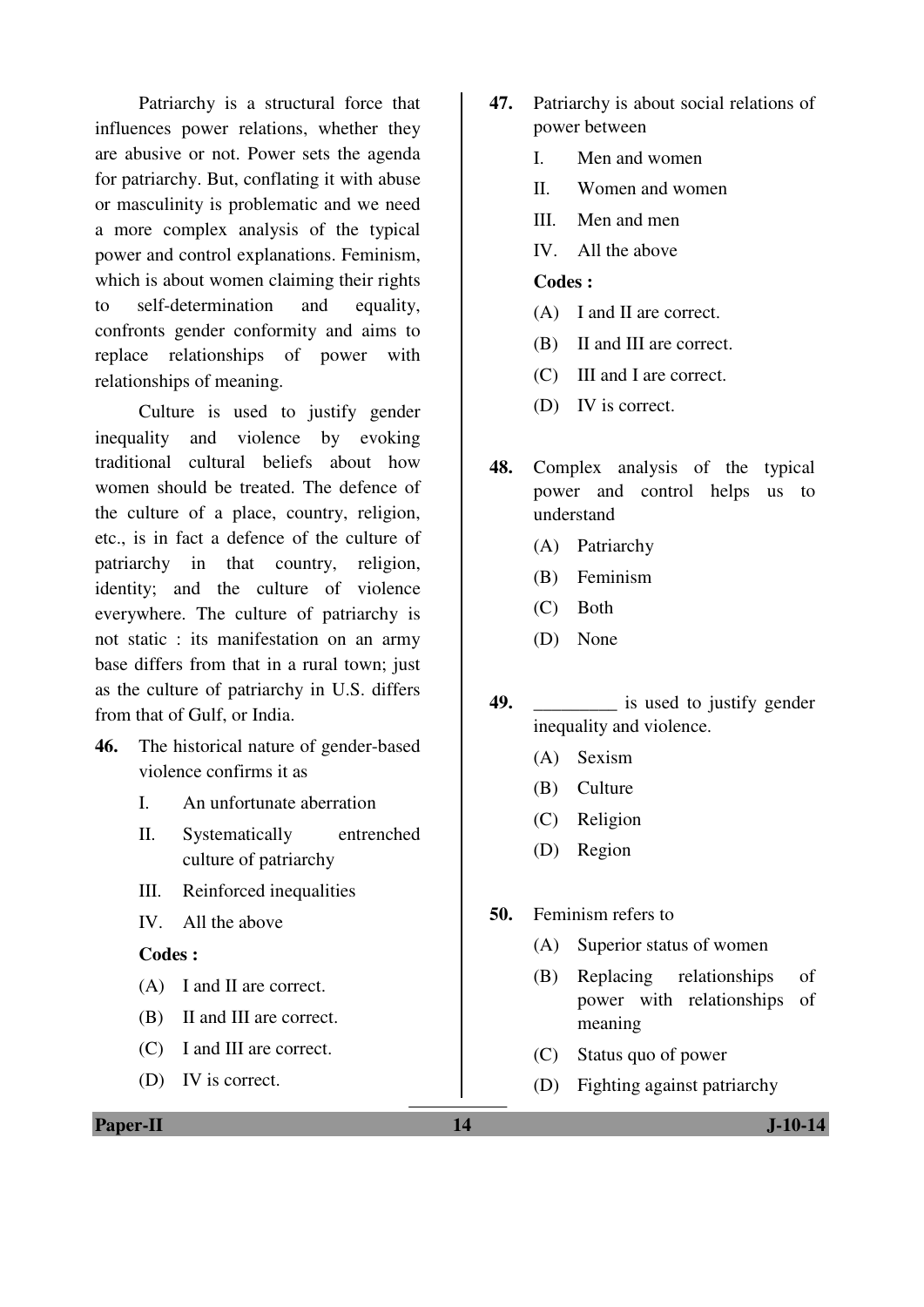Patriarchy is a structural force that influences power relations, whether they are abusive or not. Power sets the agenda for patriarchy. But, conflating it with abuse or masculinity is problematic and we need a more complex analysis of the typical power and control explanations. Feminism, which is about women claiming their rights to self-determination and equality, confronts gender conformity and aims to replace relationships of power with relationships of meaning.

Culture is used to justify gender inequality and violence by evoking traditional cultural beliefs about how women should be treated. The defence of the culture of a place, country, religion, etc., is in fact a defence of the culture of patriarchy in that country, religion, identity; and the culture of violence everywhere. The culture of patriarchy is not static : its manifestation on an army base differs from that in a rural town; just as the culture of patriarchy in U.S. differs from that of Gulf, or India.

**46.** The historical nature of gender-based violence confirms it as

I. An unfortunate aberration

II. Systematically entrenched culture of patriarchy

III. Reinforced inequalities

IV. All the above

**Codes :**

(A) I and II are correct.

(B) II and III are correct.

(C) I and III are correct.

(D) IV is correct.

**47.** Patriarchy is about social relations of power between

I. Men and women

II. Women and women

III. Men and men

IV. All the above

**Codes :**

(A) I and II are correct.

(B) II and III are correct.

(C) III and I are correct.

(D) IV is correct.

**48.** Complex analysis of the typical power and control helps us to understand

(A) Patriarchy

(B) Feminism

(C) Both

(D) None

**49.** _________ is used to justify gender inequality and violence.

(A) Sexism

(B) Culture

(C) Religion

(D) Region

**50.** Feminism refers to

(A) Superior status of women

(B) Replacing relationships of power with relationships of meaning

(C) Status quo of power

(D) Fighting against patriarchy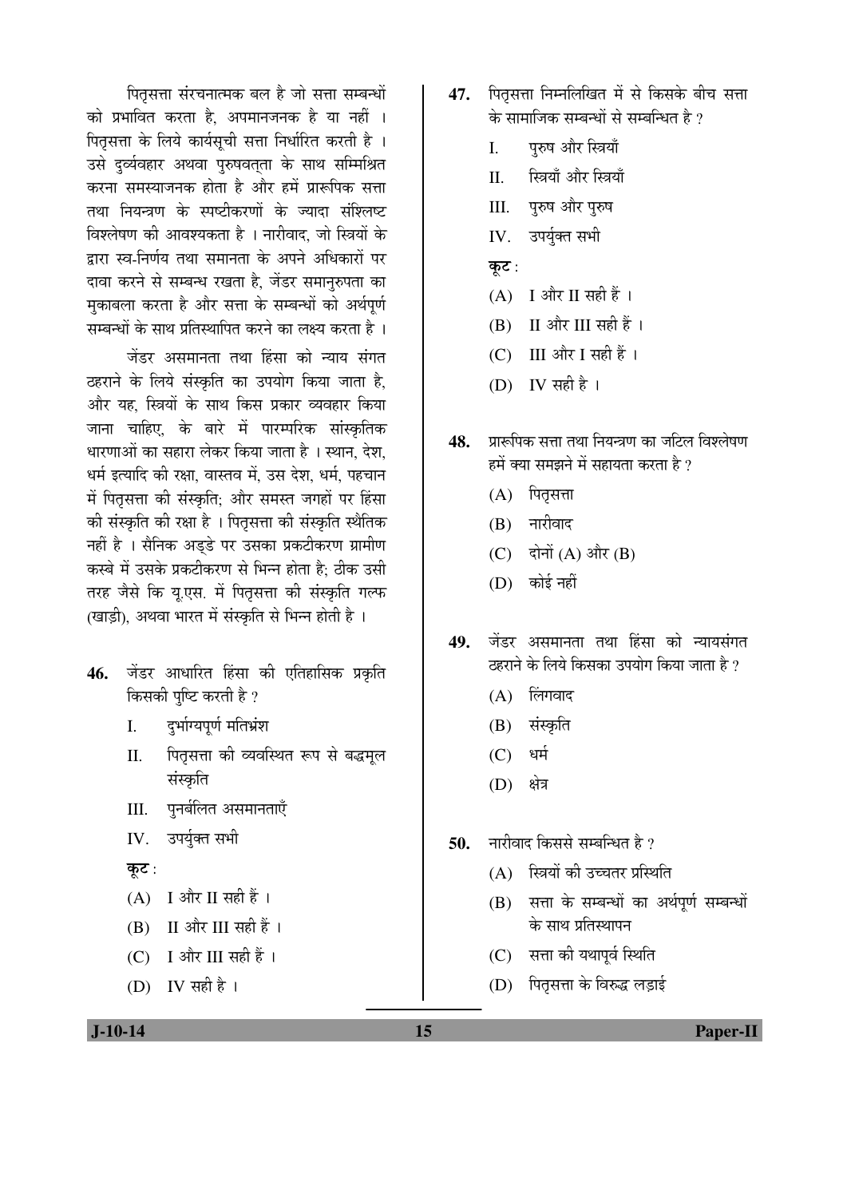पितृसत्ता संरचनात्मक बल है जो सत्ता सम्बन्धों को प्रभावित करता है, अपमानजनक है या नहीं । पितृसत्ता के लिये कार्यसूची सत्ता निर्धारित करती है । उसे दुर्व्यवहार अथवा पुरुषवत्ता के साथ सम्मिश्रित करना समस्याजनक होता है और हमें प्रारूपिक सत्ता तथा नियन्त्रण के स्पष्टीकरणों के ज्यादा संश्लिष्ट विश्लेषण की आवश्यकता है । नारीवाद, जो स्त्रियों के द्वारा स्व-निर्णय तथा समानता के अपने अधिकारों पर दावा करने से सम्बन्ध रखता है, जेंडर समानुरुपता का मुकाबला करता है और सत्ता के सम्बन्धों को अर्थपूर्ण सम्बन्धों के साथ प्रतिस्थापित करने का लक्ष्य करता है ।

जेंडर असमानता तथा हिंसा को न्याय संगत ठहराने के लिये संस्कृति का उपयोग किया जाता है, और यह, स्त्रियों के साथ किस प्रकार व्यवहार किया जाना चाहिए, के बारे में पारम्परिक सांस्कृतिक धारणाओं का सहारा लेकर किया जाता है । स्थान, देश, धर्म इत्यादि की रक्षा, वास्तव में, उस देश, धर्म, पहचान में पितृसत्ता की संस्कृति; और समस्त जगहों पर हिंसा की संस्कृति की रक्षा है । पितृसत्ता की संस्कृति स्थैतिक नहीं है । सैनिक अड्डे पर उसका प्रकटीकरण ग्रामीण कस्बे में उसके प्रकटीकरण से भिन्न होता है; ठीक उसी तरह जैसे कि यू.एस. में पितृसत्ता की संस्कृति गल्फ (खाड़ी), अथवा भारत में संस्कृति से भिन्न होती है ।

**46.** जेंडर आधारित हिंसा की एतिहासिक प्रकृति किसकी पुष्टि करती है ?

I. दुर्भाग्यपूर्ण मतिभ्रंश

II. पितृसत्ता की व्यवस्थित रूप से बद्धमूल संस्कृति

III. पुनर्बलित असमानताएँ

IV. उपर्युक्त सभी

**कूट :**

(A) I और II सही हैं ।

(B) II और III सही हैं ।

(C) I और III सही हैं ।

(D) IV सही है ।

**47.** पितृसत्ता निम्नलिखित में से किसके बीच सत्ता के सामाजिक सम्बन्धों से सम्बन्धित है ?

I. पुरुष और स्त्रियाँ

II. स्त्रियाँ और स्त्रियाँ

III. पुरुष और पुरुष

IV. उपर्युक्त सभी

**कूट :**

(A) I और II सही हैं ।

(B) II और III सही हैं ।

(C) III और I सही हैं ।

(D) IV सही है ।

**48.** प्रारूपिक सत्ता तथा नियन्त्रण का जटिल विश्लेषण हमें क्या समझने में सहायता करता है ?

(A) पितृसत्ता

(B) नारीवाद

(C) दोनों (A) और (B)

(D) कोई नहीं

**49.** जेंडर असमानता तथा हिंसा को न्यायसंगत ठहराने के लिये किसका उपयोग किया जाता है ?

(A) लिंगवाद

(B) संस्कृति

(C) धर्म

(D) क्षेत्र

**50.** नारीवाद किससे सम्बन्धित है ?

(A) स्त्रियों की उच्चतर प्रस्थिति

(B) सत्ता के सम्बन्धों का अर्थपूर्ण सम्बन्धों के साथ प्रतिस्थापन

(C) सत्ता की यथापूर्व स्थिति

(D) पितृसत्ता के विरुद्ध लड़ाई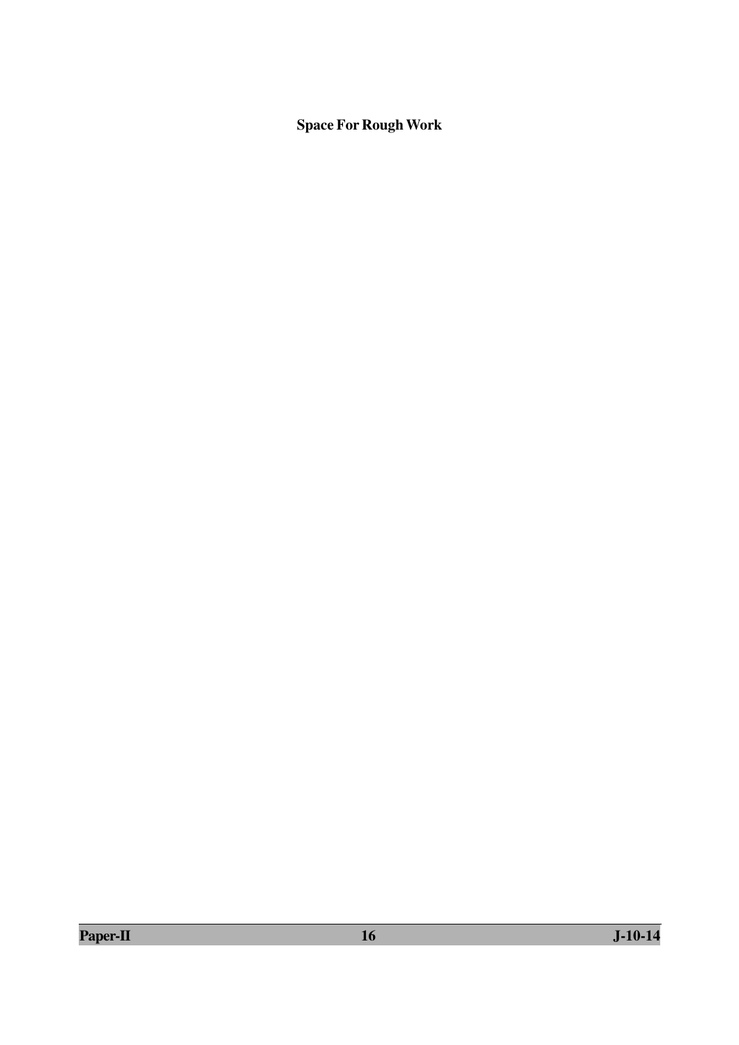**Space For Rough Work**